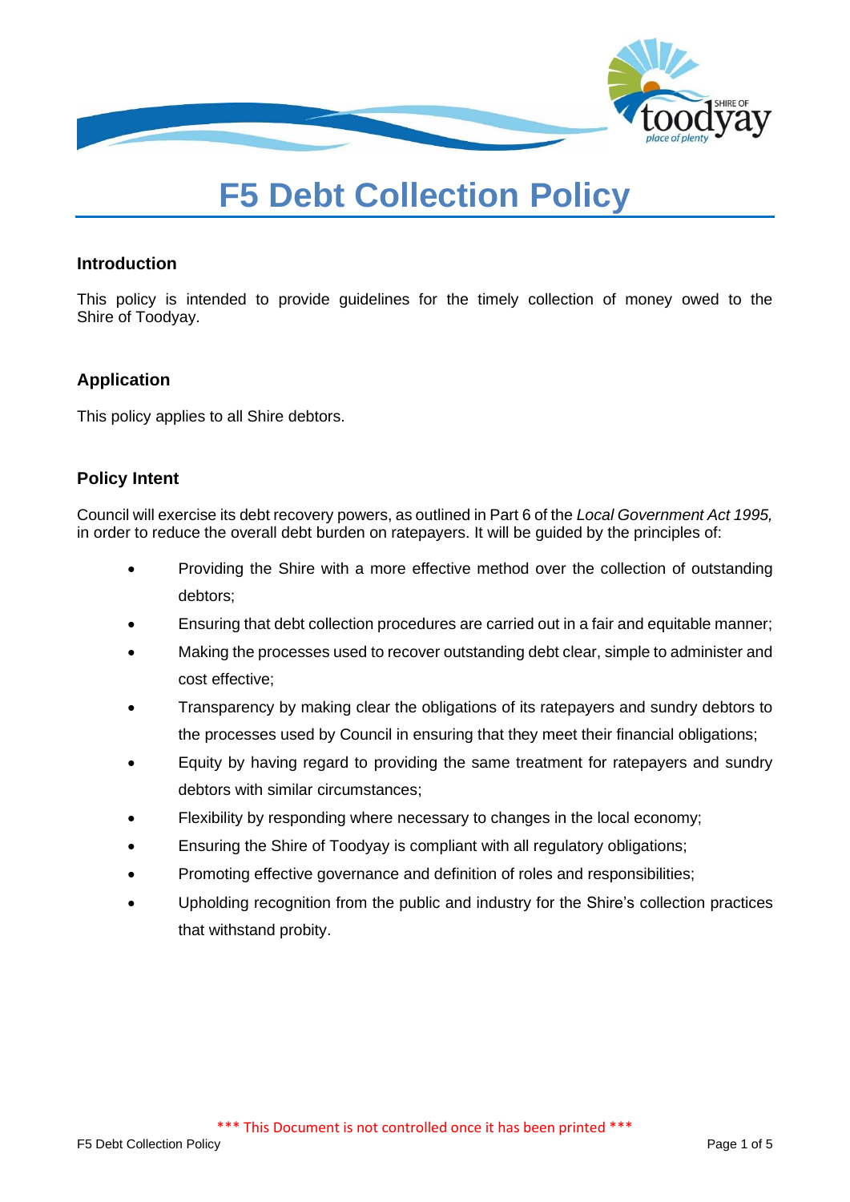# F5 Debt Collection Policy

## Introduction

This policy is intended to provide guidelines for the timely collection of money owed to the Shire of Toodyay.

## Application

This policy applies to all Shire debtors.

## Policy Intent

Council will exercise its debt recovery powers, as outlined in Part 6 of the *Local Government Act 1995,* in order to reduce the overall debt burden on ratepayers. It will be guided by the principles of:

- Providing the Shire with a more effective method over the collection of outstanding debtors;
- Ensuring that debt collection procedures are carried out in a fair and equitable manner;
- Making the processes used to recover outstanding debt clear, simple to administer and cost effective;
- Transparency by making clear the obligations of its ratepayers and sundry debtors to the processes used by Council in ensuring that they meet their financial obligations;
- Equity by having regard to providing the same treatment for ratepayers and sundry debtors with similar circumstances;
- Flexibility by responding where necessary to changes in the local economy;
- Ensuring the Shire of Toodyay is compliant with all regulatory obligations;
- Promoting effective governance and definition of roles and responsibilities;
- Upholding recognition from the public and industry for the Shire's collection practices that withstand probity.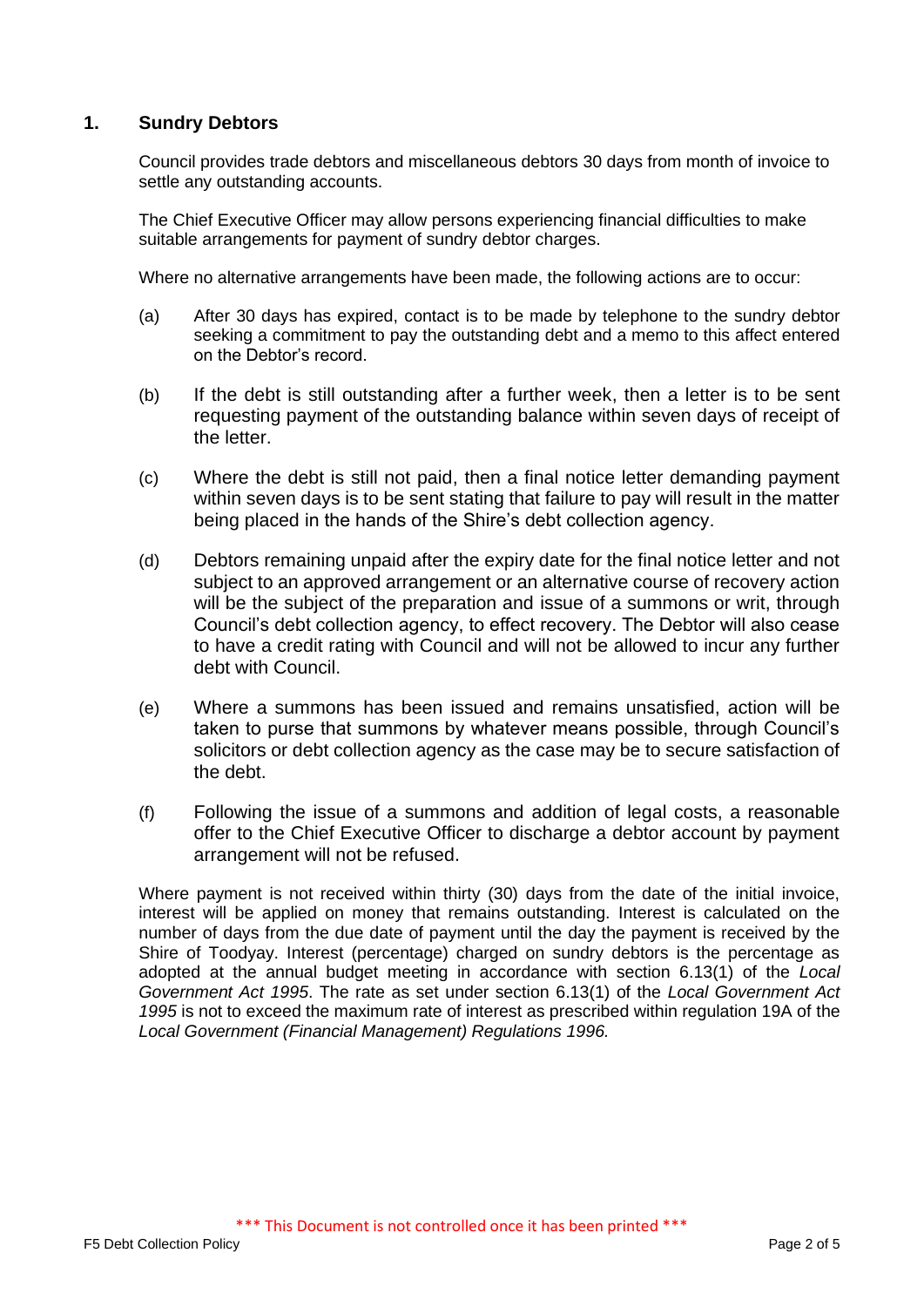## 1. Sundry Debtors

Council provides trade debtors and miscellaneous debtors 30 days from month of invoice to settle any outstanding accounts.

The Chief Executive Officer may allow persons experiencing financial difficulties to make suitable arrangements for payment of sundry debtor charges.

Where no alternative arrangements have been made, the following actions are to occur:

(a) After 30 days has expired, contact is to be made by telephone to the sundry debtor seeking a commitment to pay the outstanding debt and a memo to this affect entered on the Debtor's record.

(b) If the debt is still outstanding after a further week, then a letter is to be sent requesting payment of the outstanding balance within seven days of receipt of the letter.

(c) Where the debt is still not paid, then a final notice letter demanding payment within seven days is to be sent stating that failure to pay will result in the matter being placed in the hands of the Shire's debt collection agency.

(d) Debtors remaining unpaid after the expiry date for the final notice letter and not subject to an approved arrangement or an alternative course of recovery action will be the subject of the preparation and issue of a summons or writ, through Council's debt collection agency, to effect recovery. The Debtor will also cease to have a credit rating with Council and will not be allowed to incur any further debt with Council.

(e) Where a summons has been issued and remains unsatisfied, action will be taken to purse that summons by whatever means possible, through Council's solicitors or debt collection agency as the case may be to secure satisfaction of the debt.

(f) Following the issue of a summons and addition of legal costs, a reasonable offer to the Chief Executive Officer to discharge a debtor account by payment arrangement will not be refused.

Where payment is not received within thirty (30) days from the date of the initial invoice, interest will be applied on money that remains outstanding. Interest is calculated on the number of days from the due date of payment until the day the payment is received by the Shire of Toodyay. Interest (percentage) charged on sundry debtors is the percentage as adopted at the annual budget meeting in accordance with section 6.13(1) of the *Local Government Act 1995*. The rate as set under section 6.13(1) of the *Local Government Act 1995* is not to exceed the maximum rate of interest as prescribed within regulation 19A of the *Local Government (Financial Management) Regulations 1996.*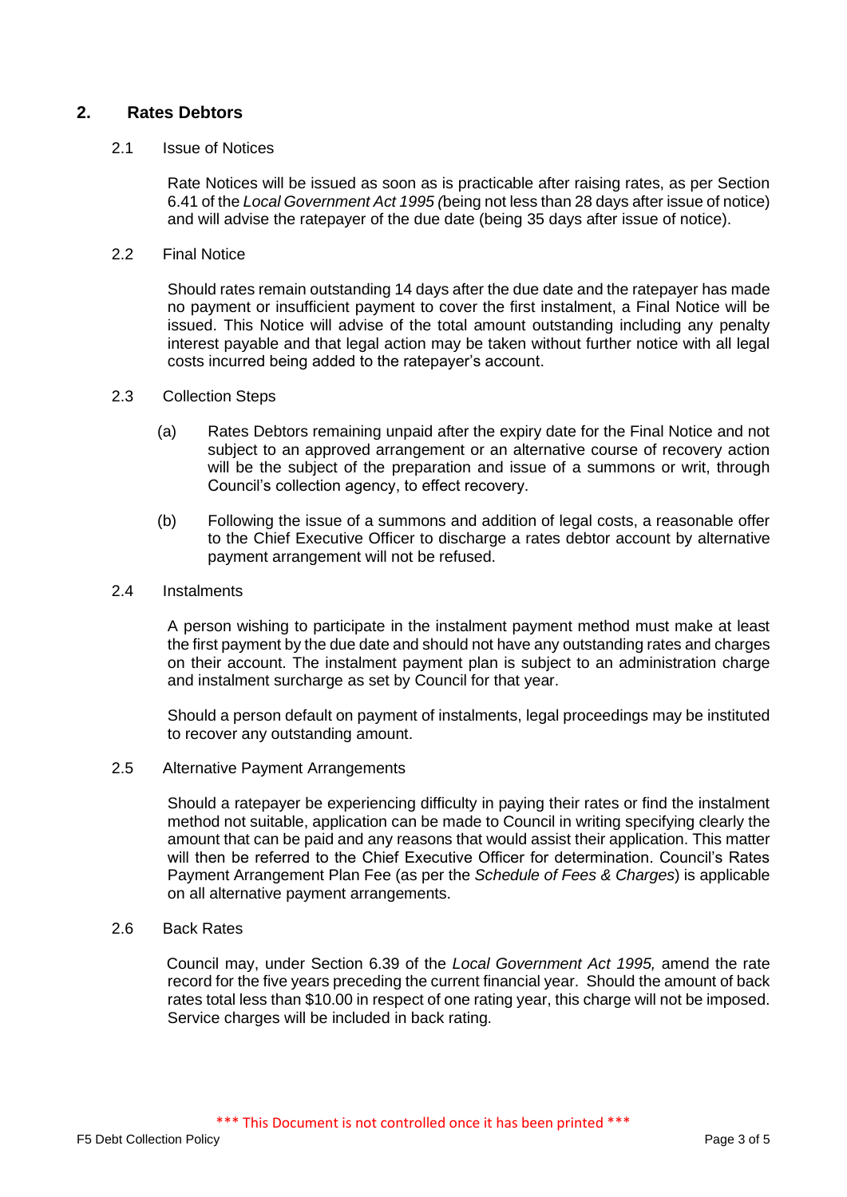## 2. Rates Debtors

### 2.1 Issue of Notices

Rate Notices will be issued as soon as is practicable after raising rates, as per Section 6.41 of the *Local Government Act 1995 (*being not less than 28 days after issue of notice) and will advise the ratepayer of the due date (being 35 days after issue of notice).

### 2.2 Final Notice

Should rates remain outstanding 14 days after the due date and the ratepayer has made no payment or insufficient payment to cover the first instalment, a Final Notice will be issued. This Notice will advise of the total amount outstanding including any penalty interest payable and that legal action may be taken without further notice with all legal costs incurred being added to the ratepayer's account.

### 2.3 Collection Steps

(a) Rates Debtors remaining unpaid after the expiry date for the Final Notice and not subject to an approved arrangement or an alternative course of recovery action will be the subject of the preparation and issue of a summons or writ, through Council's collection agency, to effect recovery.

(b) Following the issue of a summons and addition of legal costs, a reasonable offer to the Chief Executive Officer to discharge a rates debtor account by alternative payment arrangement will not be refused.

### 2.4 Instalments

A person wishing to participate in the instalment payment method must make at least the first payment by the due date and should not have any outstanding rates and charges on their account. The instalment payment plan is subject to an administration charge and instalment surcharge as set by Council for that year.

Should a person default on payment of instalments, legal proceedings may be instituted to recover any outstanding amount.

### 2.5 Alternative Payment Arrangements

Should a ratepayer be experiencing difficulty in paying their rates or find the instalment method not suitable, application can be made to Council in writing specifying clearly the amount that can be paid and any reasons that would assist their application. This matter will then be referred to the Chief Executive Officer for determination. Council's Rates Payment Arrangement Plan Fee (as per the *Schedule of Fees & Charges*) is applicable on all alternative payment arrangements.

### 2.6 Back Rates

Council may, under Section 6.39 of the *Local Government Act 1995,* amend the rate record for the five years preceding the current financial year. Should the amount of back rates total less than $10.00 in respect of one rating year, this charge will not be imposed. Service charges will be included in back rating.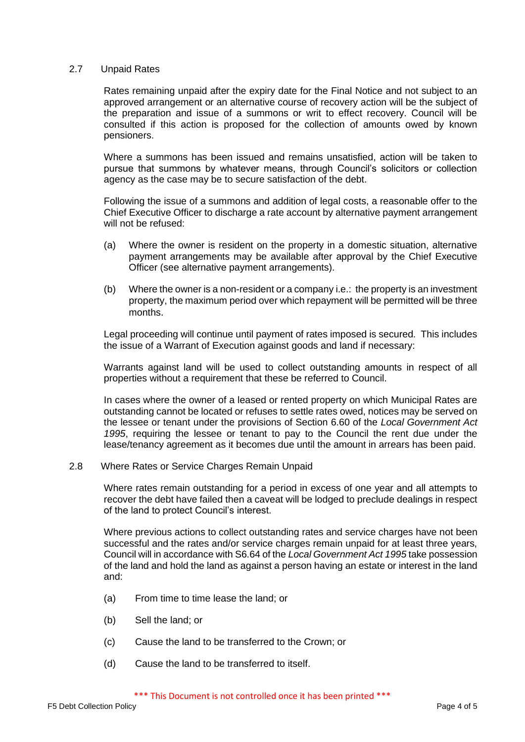### 2.7 Unpaid Rates

Rates remaining unpaid after the expiry date for the Final Notice and not subject to an approved arrangement or an alternative course of recovery action will be the subject of the preparation and issue of a summons or writ to effect recovery. Council will be consulted if this action is proposed for the collection of amounts owed by known pensioners.

Where a summons has been issued and remains unsatisfied, action will be taken to pursue that summons by whatever means, through Council's solicitors or collection agency as the case may be to secure satisfaction of the debt.

Following the issue of a summons and addition of legal costs, a reasonable offer to the Chief Executive Officer to discharge a rate account by alternative payment arrangement will not be refused:

(a) Where the owner is resident on the property in a domestic situation, alternative payment arrangements may be available after approval by the Chief Executive Officer (see alternative payment arrangements).

(b) Where the owner is a non-resident or a company i.e.: the property is an investment property, the maximum period over which repayment will be permitted will be three months.

Legal proceeding will continue until payment of rates imposed is secured. This includes the issue of a Warrant of Execution against goods and land if necessary:

Warrants against land will be used to collect outstanding amounts in respect of all properties without a requirement that these be referred to Council.

In cases where the owner of a leased or rented property on which Municipal Rates are outstanding cannot be located or refuses to settle rates owed, notices may be served on the lessee or tenant under the provisions of Section 6.60 of the *Local Government Act 1995*, requiring the lessee or tenant to pay to the Council the rent due under the lease/tenancy agreement as it becomes due until the amount in arrears has been paid.

### 2.8 Where Rates or Service Charges Remain Unpaid

Where rates remain outstanding for a period in excess of one year and all attempts to recover the debt have failed then a caveat will be lodged to preclude dealings in respect of the land to protect Council's interest.

Where previous actions to collect outstanding rates and service charges have not been successful and the rates and/or service charges remain unpaid for at least three years, Council will in accordance with S6.64 of the *Local Government Act 1995* take possession of the land and hold the land as against a person having an estate or interest in the land and:

(a) From time to time lease the land; or

(b) Sell the land; or

(c) Cause the land to be transferred to the Crown; or

(d) Cause the land to be transferred to itself.

\*\*\* This Document is not controlled once it has been printed \*\*\*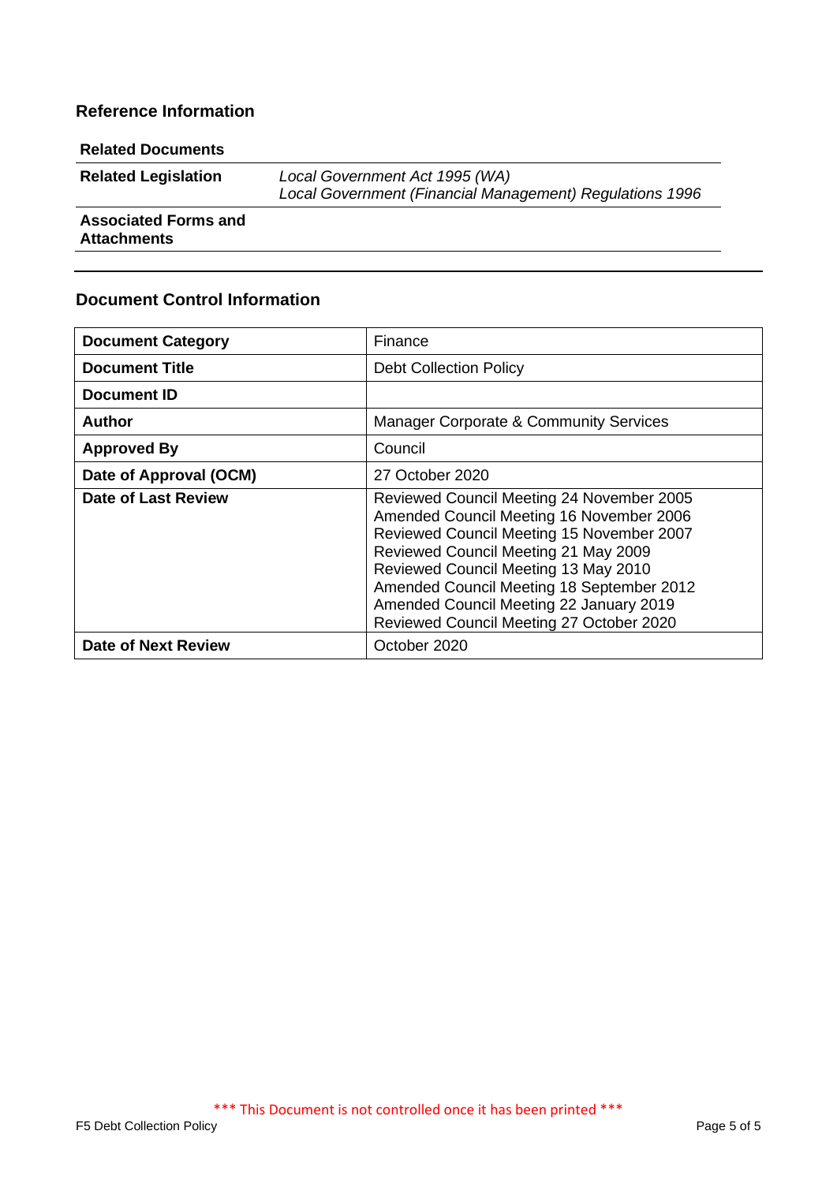## Reference Information

| | |
|---|---|
| **Related Documents** | |
| **Related Legislation** | *Local Government Act 1995 (WA)*<br>*Local Government (Financial Management) Regulations 1996* |
| **Associated Forms and Attachments** | |

## Document Control Information

| | |
|---|---|
| **Document Category** | Finance |
| **Document Title** | Debt Collection Policy |
| **Document ID** | |
| **Author** | Manager Corporate & Community Services |
| **Approved By** | Council |
| **Date of Approval (OCM)** | 27 October 2020 |
| **Date of Last Review** | Reviewed Council Meeting 24 November 2005<br>Amended Council Meeting 16 November 2006<br>Reviewed Council Meeting 15 November 2007<br>Reviewed Council Meeting 21 May 2009<br>Reviewed Council Meeting 13 May 2010<br>Amended Council Meeting 18 September 2012<br>Amended Council Meeting 22 January 2019<br>Reviewed Council Meeting 27 October 2020 |
| **Date of Next Review** | October 2020 |

*** This Document is not controlled once it has been printed ***